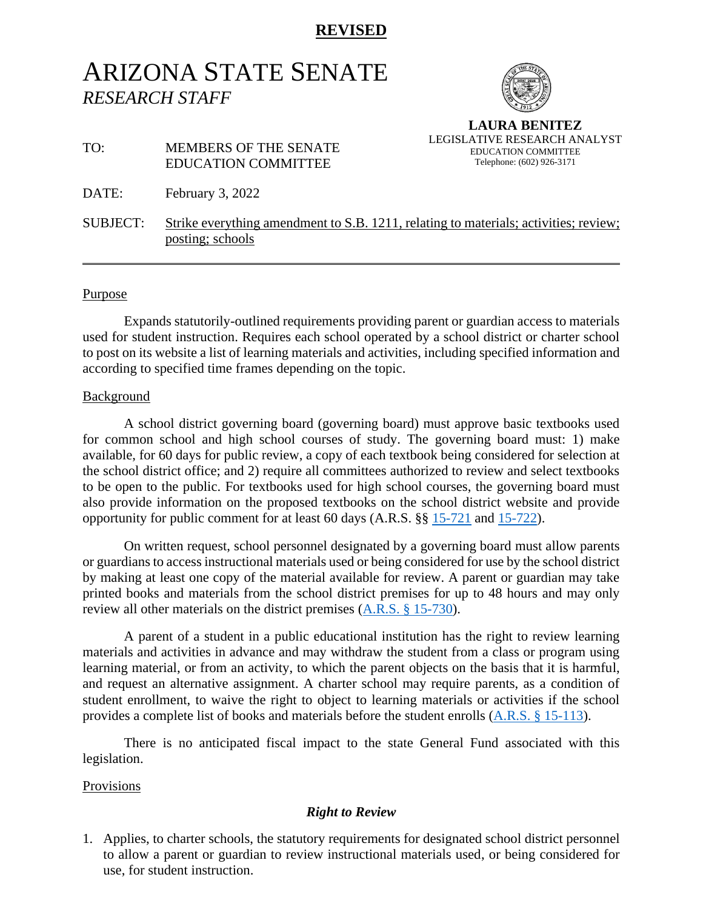**REVISED**

# ARIZONA STATE SENATE

*RESEARCH STAFF*

**LAURA BENITEZ**
LEGISLATIVE RESEARCH ANALYST
EDUCATION COMMITTEE
Telephone: (602) 926-3171

TO: MEMBERS OF THE SENATE EDUCATION COMMITTEE

DATE: February 3, 2022

SUBJECT: Strike everything amendment to S.B. 1211, relating to materials; activities; review; posting; schools

---

## Purpose

Expands statutorily-outlined requirements providing parent or guardian access to materials used for student instruction. Requires each school operated by a school district or charter school to post on its website a list of learning materials and activities, including specified information and according to specified time frames depending on the topic.

## Background

A school district governing board (governing board) must approve basic textbooks used for common school and high school courses of study. The governing board must: 1) make available, for 60 days for public review, a copy of each textbook being considered for selection at the school district office; and 2) require all committees authorized to review and select textbooks to be open to the public. For textbooks used for high school courses, the governing board must also provide information on the proposed textbooks on the school district website and provide opportunity for public comment for at least 60 days (A.R.S. §§ 15-721 and 15-722).

On written request, school personnel designated by a governing board must allow parents or guardians to access instructional materials used or being considered for use by the school district by making at least one copy of the material available for review. A parent or guardian may take printed books and materials from the school district premises for up to 48 hours and may only review all other materials on the district premises (A.R.S. § 15-730).

A parent of a student in a public educational institution has the right to review learning materials and activities in advance and may withdraw the student from a class or program using learning material, or from an activity, to which the parent objects on the basis that it is harmful, and request an alternative assignment. A charter school may require parents, as a condition of student enrollment, to waive the right to object to learning materials or activities if the school provides a complete list of books and materials before the student enrolls (A.R.S. § 15-113).

There is no anticipated fiscal impact to the state General Fund associated with this legislation.

## Provisions

### *Right to Review*

1. Applies, to charter schools, the statutory requirements for designated school district personnel to allow a parent or guardian to review instructional materials used, or being considered for use, for student instruction.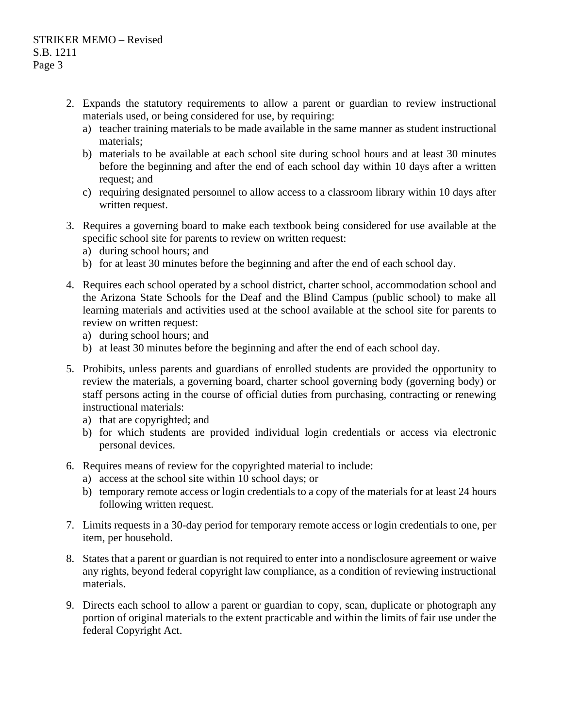2. Expands the statutory requirements to allow a parent or guardian to review instructional materials used, or being considered for use, by requiring:
   a) teacher training materials to be made available in the same manner as student instructional materials;
   b) materials to be available at each school site during school hours and at least 30 minutes before the beginning and after the end of each school day within 10 days after a written request; and
   c) requiring designated personnel to allow access to a classroom library within 10 days after written request.

3. Requires a governing board to make each textbook being considered for use available at the specific school site for parents to review on written request:
   a) during school hours; and
   b) for at least 30 minutes before the beginning and after the end of each school day.

4. Requires each school operated by a school district, charter school, accommodation school and the Arizona State Schools for the Deaf and the Blind Campus (public school) to make all learning materials and activities used at the school available at the school site for parents to review on written request:
   a) during school hours; and
   b) at least 30 minutes before the beginning and after the end of each school day.

5. Prohibits, unless parents and guardians of enrolled students are provided the opportunity to review the materials, a governing board, charter school governing body (governing body) or staff persons acting in the course of official duties from purchasing, contracting or renewing instructional materials:
   a) that are copyrighted; and
   b) for which students are provided individual login credentials or access via electronic personal devices.

6. Requires means of review for the copyrighted material to include:
   a) access at the school site within 10 school days; or
   b) temporary remote access or login credentials to a copy of the materials for at least 24 hours following written request.

7. Limits requests in a 30-day period for temporary remote access or login credentials to one, per item, per household.

8. States that a parent or guardian is not required to enter into a nondisclosure agreement or waive any rights, beyond federal copyright law compliance, as a condition of reviewing instructional materials.

9. Directs each school to allow a parent or guardian to copy, scan, duplicate or photograph any portion of original materials to the extent practicable and within the limits of fair use under the federal Copyright Act.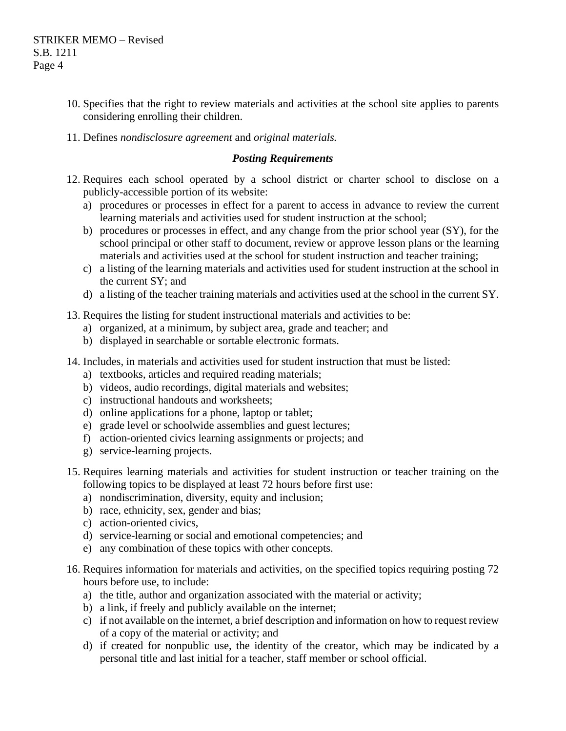10. Specifies that the right to review materials and activities at the school site applies to parents considering enrolling their children.

11. Defines *nondisclosure agreement* and *original materials.*

### ***Posting Requirements***

12. Requires each school operated by a school district or charter school to disclose on a publicly-accessible portion of its website:
    a) procedures or processes in effect for a parent to access in advance to review the current learning materials and activities used for student instruction at the school;
    b) procedures or processes in effect, and any change from the prior school year (SY), for the school principal or other staff to document, review or approve lesson plans or the learning materials and activities used at the school for student instruction and teacher training;
    c) a listing of the learning materials and activities used for student instruction at the school in the current SY; and
    d) a listing of the teacher training materials and activities used at the school in the current SY.

13. Requires the listing for student instructional materials and activities to be:
    a) organized, at a minimum, by subject area, grade and teacher; and
    b) displayed in searchable or sortable electronic formats.

14. Includes, in materials and activities used for student instruction that must be listed:
    a) textbooks, articles and required reading materials;
    b) videos, audio recordings, digital materials and websites;
    c) instructional handouts and worksheets;
    d) online applications for a phone, laptop or tablet;
    e) grade level or schoolwide assemblies and guest lectures;
    f) action-oriented civics learning assignments or projects; and
    g) service-learning projects.

15. Requires learning materials and activities for student instruction or teacher training on the following topics to be displayed at least 72 hours before first use:
    a) nondiscrimination, diversity, equity and inclusion;
    b) race, ethnicity, sex, gender and bias;
    c) action-oriented civics,
    d) service-learning or social and emotional competencies; and
    e) any combination of these topics with other concepts.

16. Requires information for materials and activities, on the specified topics requiring posting 72 hours before use, to include:
    a) the title, author and organization associated with the material or activity;
    b) a link, if freely and publicly available on the internet;
    c) if not available on the internet, a brief description and information on how to request review of a copy of the material or activity; and
    d) if created for nonpublic use, the identity of the creator, which may be indicated by a personal title and last initial for a teacher, staff member or school official.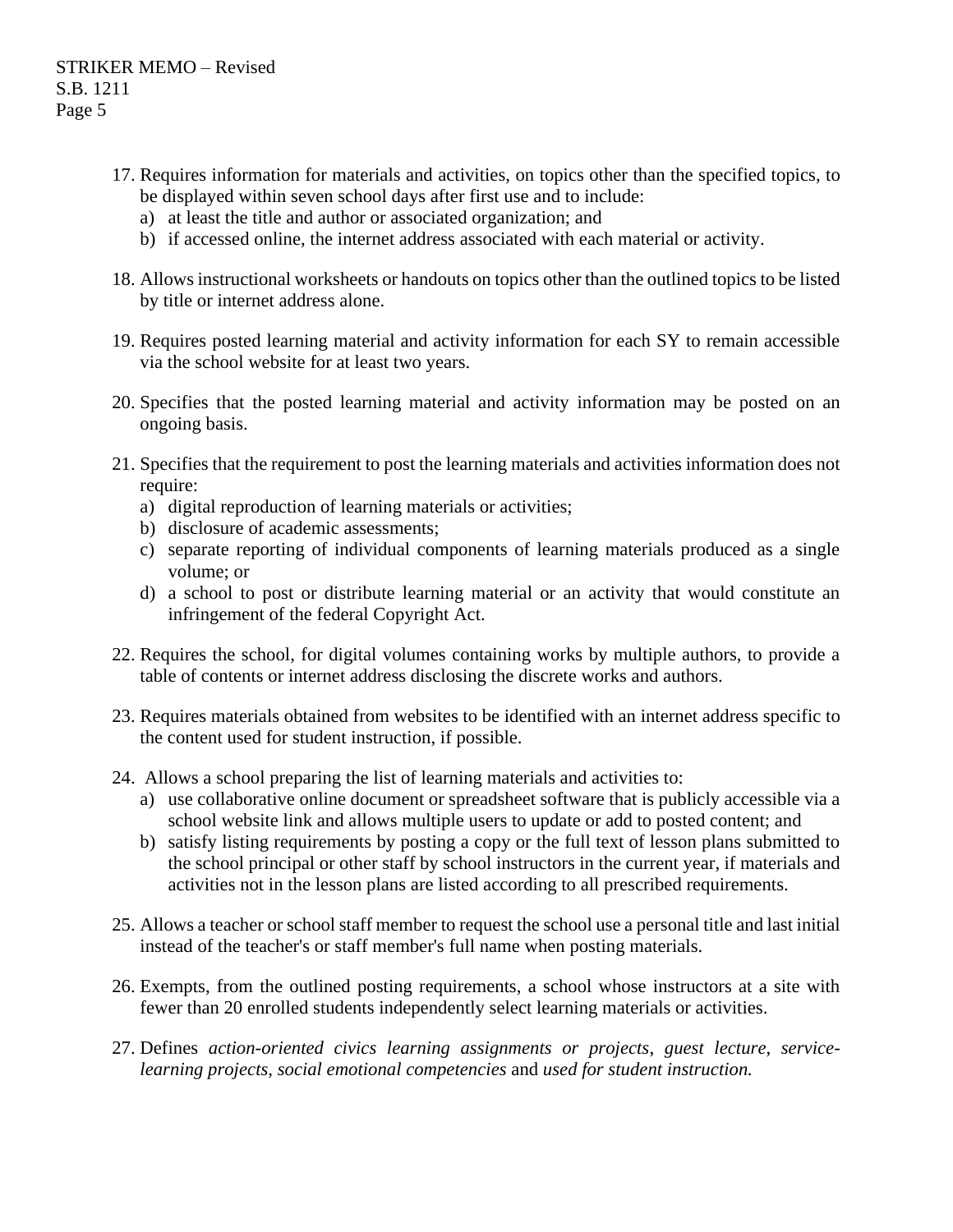17. Requires information for materials and activities, on topics other than the specified topics, to be displayed within seven school days after first use and to include:
    a) at least the title and author or associated organization; and
    b) if accessed online, the internet address associated with each material or activity.

18. Allows instructional worksheets or handouts on topics other than the outlined topics to be listed by title or internet address alone.

19. Requires posted learning material and activity information for each SY to remain accessible via the school website for at least two years.

20. Specifies that the posted learning material and activity information may be posted on an ongoing basis.

21. Specifies that the requirement to post the learning materials and activities information does not require:
    a) digital reproduction of learning materials or activities;
    b) disclosure of academic assessments;
    c) separate reporting of individual components of learning materials produced as a single volume; or
    d) a school to post or distribute learning material or an activity that would constitute an infringement of the federal Copyright Act.

22. Requires the school, for digital volumes containing works by multiple authors, to provide a table of contents or internet address disclosing the discrete works and authors.

23. Requires materials obtained from websites to be identified with an internet address specific to the content used for student instruction, if possible.

24. Allows a school preparing the list of learning materials and activities to:
    a) use collaborative online document or spreadsheet software that is publicly accessible via a school website link and allows multiple users to update or add to posted content; and
    b) satisfy listing requirements by posting a copy or the full text of lesson plans submitted to the school principal or other staff by school instructors in the current year, if materials and activities not in the lesson plans are listed according to all prescribed requirements.

25. Allows a teacher or school staff member to request the school use a personal title and last initial instead of the teacher's or staff member's full name when posting materials.

26. Exempts, from the outlined posting requirements, a school whose instructors at a site with fewer than 20 enrolled students independently select learning materials or activities.

27. Defines *action-oriented civics learning assignments or projects*, *guest lecture*, *service-learning projects*, *social emotional competencies* and *used for student instruction.*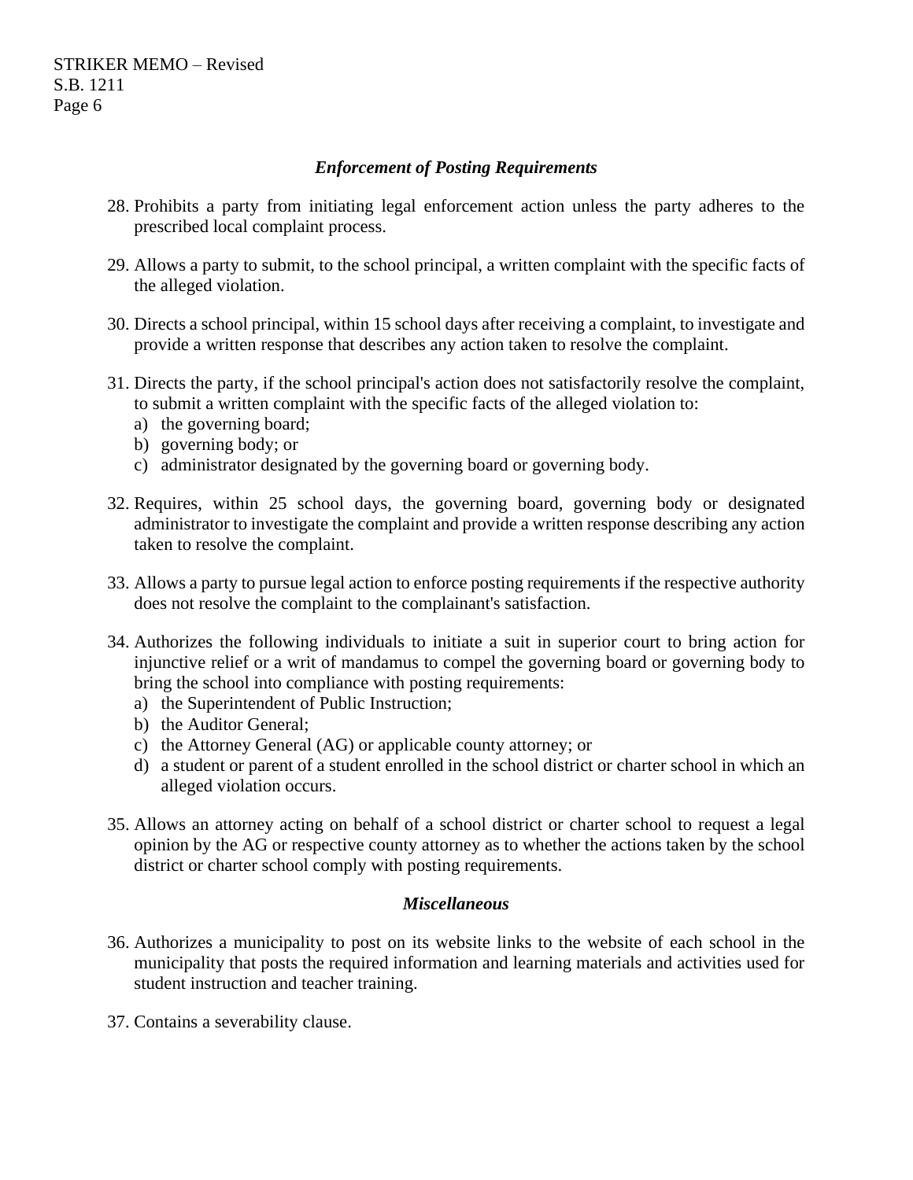### *Enforcement of Posting Requirements*

28. Prohibits a party from initiating legal enforcement action unless the party adheres to the prescribed local complaint process.

29. Allows a party to submit, to the school principal, a written complaint with the specific facts of the alleged violation.

30. Directs a school principal, within 15 school days after receiving a complaint, to investigate and provide a written response that describes any action taken to resolve the complaint.

31. Directs the party, if the school principal's action does not satisfactorily resolve the complaint, to submit a written complaint with the specific facts of the alleged violation to:
    a) the governing board;
    b) governing body; or
    c) administrator designated by the governing board or governing body.

32. Requires, within 25 school days, the governing board, governing body or designated administrator to investigate the complaint and provide a written response describing any action taken to resolve the complaint.

33. Allows a party to pursue legal action to enforce posting requirements if the respective authority does not resolve the complaint to the complainant's satisfaction.

34. Authorizes the following individuals to initiate a suit in superior court to bring action for injunctive relief or a writ of mandamus to compel the governing board or governing body to bring the school into compliance with posting requirements:
    a) the Superintendent of Public Instruction;
    b) the Auditor General;
    c) the Attorney General (AG) or applicable county attorney; or
    d) a student or parent of a student enrolled in the school district or charter school in which an alleged violation occurs.

35. Allows an attorney acting on behalf of a school district or charter school to request a legal opinion by the AG or respective county attorney as to whether the actions taken by the school district or charter school comply with posting requirements.

### *Miscellaneous*

36. Authorizes a municipality to post on its website links to the website of each school in the municipality that posts the required information and learning materials and activities used for student instruction and teacher training.

37. Contains a severability clause.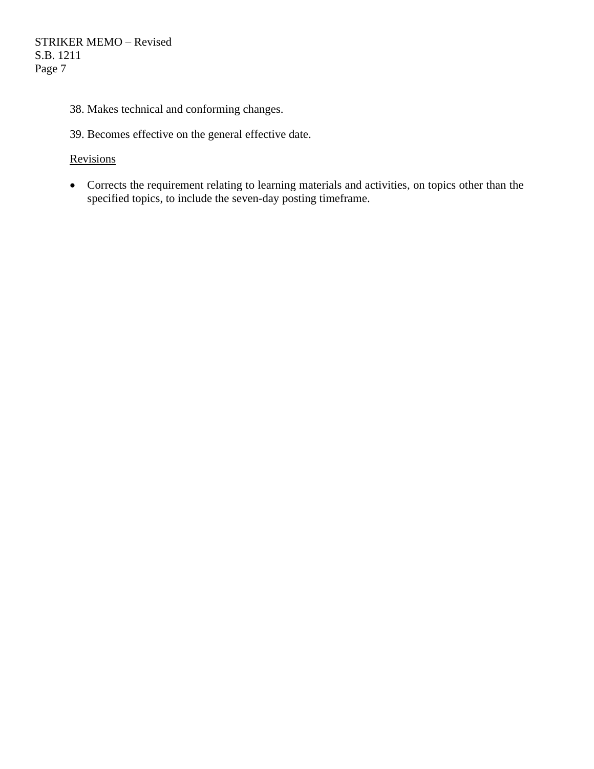38. Makes technical and conforming changes.

39. Becomes effective on the general effective date.

<u>Revisions</u>

- Corrects the requirement relating to learning materials and activities, on topics other than the specified topics, to include the seven-day posting timeframe.